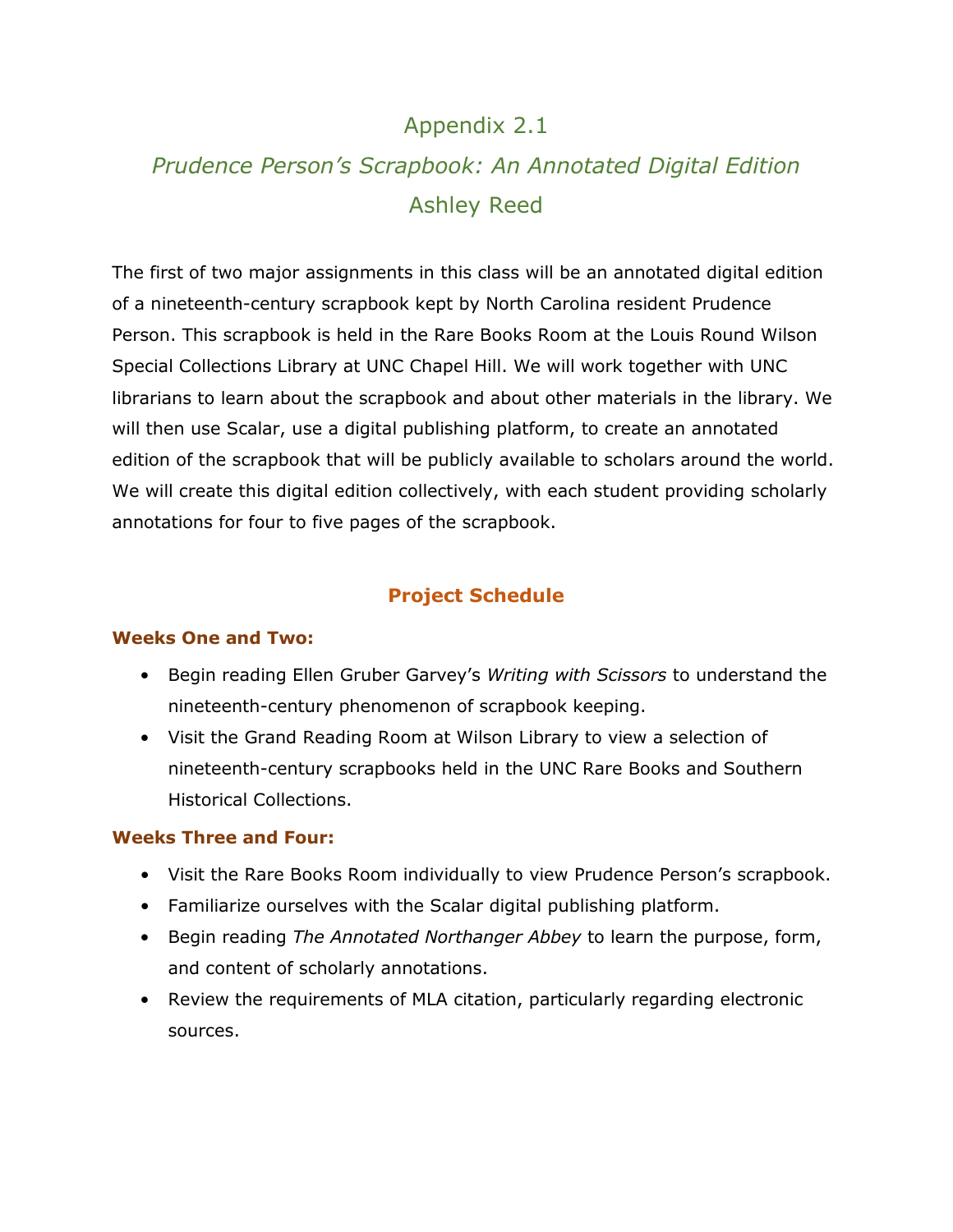# Appendix 2.1

## *Prudence Person's Scrapbook: An Annotated Digital Edition*

### Ashley Reed

The first of two major assignments in this class will be an annotated digital edition of a nineteenth-century scrapbook kept by North Carolina resident Prudence Person. This scrapbook is held in the Rare Books Room at the Louis Round Wilson Special Collections Library at UNC Chapel Hill. We will work together with UNC librarians to learn about the scrapbook and about other materials in the library. We will then use Scalar, use a digital publishing platform, to create an annotated edition of the scrapbook that will be publicly available to scholars around the world. We will create this digital edition collectively, with each student providing scholarly annotations for four to five pages of the scrapbook.

## Project Schedule

**Weeks One and Two:**

- Begin reading Ellen Gruber Garvey's *Writing with Scissors* to understand the nineteenth-century phenomenon of scrapbook keeping.
- Visit the Grand Reading Room at Wilson Library to view a selection of nineteenth-century scrapbooks held in the UNC Rare Books and Southern Historical Collections.

**Weeks Three and Four:**

- Visit the Rare Books Room individually to view Prudence Person's scrapbook.
- Familiarize ourselves with the Scalar digital publishing platform.
- Begin reading *The Annotated Northanger Abbey* to learn the purpose, form, and content of scholarly annotations.
- Review the requirements of MLA citation, particularly regarding electronic sources.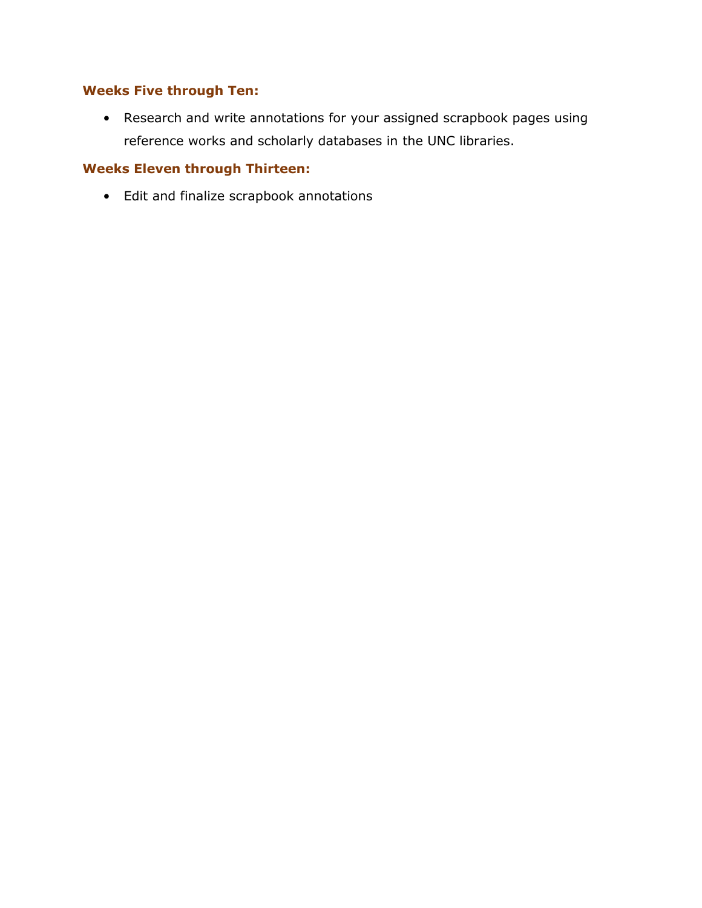### Weeks Five through Ten:

- Research and write annotations for your assigned scrapbook pages using reference works and scholarly databases in the UNC libraries.

### Weeks Eleven through Thirteen:

- Edit and finalize scrapbook annotations